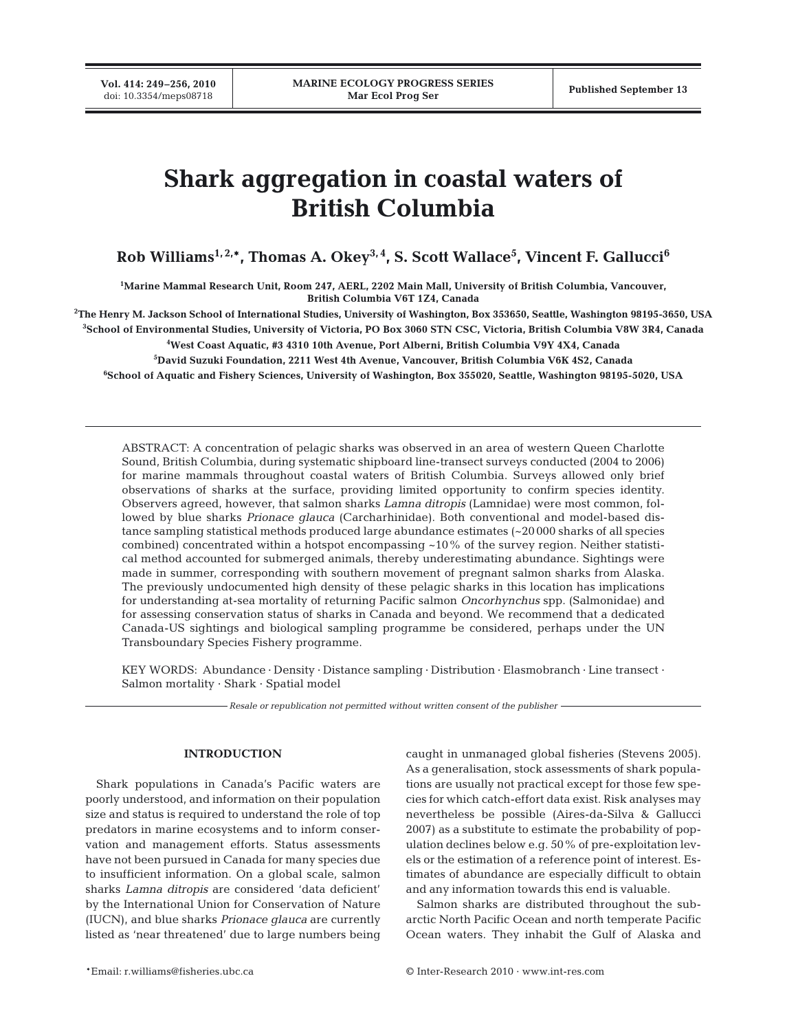# Shark aggregation in coastal waters of British Columbia

**Rob Williams[1,2,*], Thomas A. Okey[3,4], S. Scott Wallace[5], Vincent F. Gallucci[6]**

[1]Marine Mammal Research Unit, Room 247, AERL, 2202 Main Mall, University of British Columbia, Vancouver, British Columbia V6T 1Z4, Canada

[2]The Henry M. Jackson School of International Studies, University of Washington, Box 353650, Seattle, Washington 98195-3650, USA

[3]School of Environmental Studies, University of Victoria, PO Box 3060 STN CSC, Victoria, British Columbia V8W 3R4, Canada

[4]West Coast Aquatic, #3 4310 10th Avenue, Port Alberni, British Columbia V9Y 4X4, Canada

[5]David Suzuki Foundation, 2211 West 4th Avenue, Vancouver, British Columbia V6K 4S2, Canada

[6]School of Aquatic and Fishery Sciences, University of Washington, Box 355020, Seattle, Washington 98195-5020, USA

ABSTRACT: A concentration of pelagic sharks was observed in an area of western Queen Charlotte Sound, British Columbia, during systematic shipboard line-transect surveys conducted (2004 to 2006) for marine mammals throughout coastal waters of British Columbia. Surveys allowed only brief observations of sharks at the surface, providing limited opportunity to confirm species identity. Observers agreed, however, that salmon sharks *Lamna ditropis* (Lamnidae) were most common, followed by blue sharks *Prionace glauca* (Carcharhinidae). Both conventional and model-based distance sampling statistical methods produced large abundance estimates (~20 000 sharks of all species combined) concentrated within a hotspot encompassing ~10% of the survey region. Neither statistical method accounted for submerged animals, thereby underestimating abundance. Sightings were made in summer, corresponding with southern movement of pregnant salmon sharks from Alaska. The previously undocumented high density of these pelagic sharks in this location has implications for understanding at-sea mortality of returning Pacific salmon *Oncorhynchus* spp. (Salmonidae) and for assessing conservation status of sharks in Canada and beyond. We recommend that a dedicated Canada-US sightings and biological sampling programme be considered, perhaps under the UN Transboundary Species Fishery programme.

KEY WORDS: Abundance · Density · Distance sampling · Distribution · Elasmobranch · Line transect · Salmon mortality · Shark · Spatial model

*Resale or republication not permitted without written consent of the publisher*

## INTRODUCTION

Shark populations in Canada's Pacific waters are poorly understood, and information on their population size and status is required to understand the role of top predators in marine ecosystems and to inform conservation and management efforts. Status assessments have not been pursued in Canada for many species due to insufficient information. On a global scale, salmon sharks *Lamna ditropis* are considered 'data deficient' by the International Union for Conservation of Nature (IUCN), and blue sharks *Prionace glauca* are currently listed as 'near threatened' due to large numbers being caught in unmanaged global fisheries (Stevens 2005). As a generalisation, stock assessments of shark populations are usually not practical except for those few species for which catch-effort data exist. Risk analyses may nevertheless be possible (Aires-da-Silva & Gallucci 2007) as a substitute to estimate the probability of population declines below e.g. 50% of pre-exploitation levels or the estimation of a reference point of interest. Estimates of abundance are especially difficult to obtain and any information towards this end is valuable.

Salmon sharks are distributed throughout the subarctic North Pacific Ocean and north temperate Pacific Ocean waters. They inhabit the Gulf of Alaska and

*Email: r.williams@fisheries.ubc.ca

© Inter-Research 2010 · www.int-res.com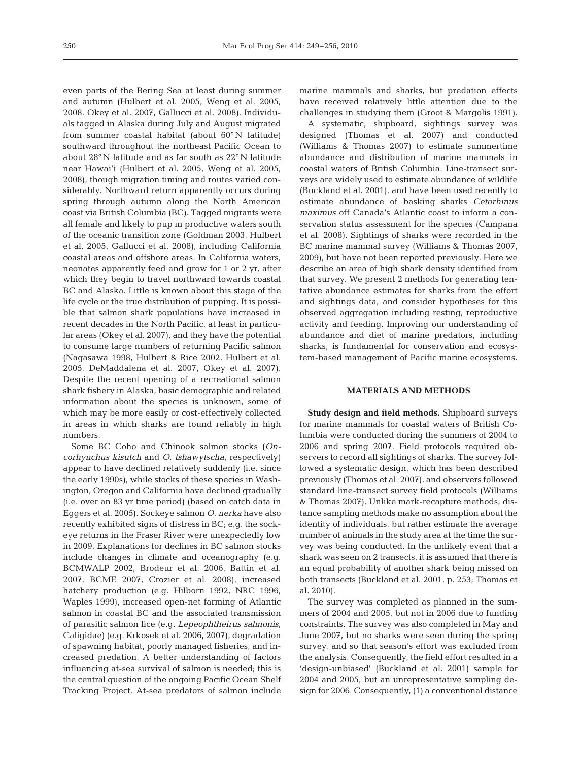even parts of the Bering Sea at least during summer and autumn (Hulbert et al. 2005, Weng et al. 2005, 2008, Okey et al. 2007, Gallucci et al. 2008). Individuals tagged in Alaska during July and August migrated from summer coastal habitat (about 60°N latitude) southward throughout the northeast Pacific Ocean to about 28°N latitude and as far south as 22°N latitude near Hawai'i (Hulbert et al. 2005, Weng et al. 2005, 2008), though migration timing and routes varied considerably. Northward return apparently occurs during spring through autumn along the North American coast via British Columbia (BC). Tagged migrants were all female and likely to pup in productive waters south of the oceanic transition zone (Goldman 2003, Hulbert et al. 2005, Gallucci et al. 2008), including California coastal areas and offshore areas. In California waters, neonates apparently feed and grow for 1 or 2 yr, after which they begin to travel northward towards coastal BC and Alaska. Little is known about this stage of the life cycle or the true distribution of pupping. It is possible that salmon shark populations have increased in recent decades in the North Pacific, at least in particular areas (Okey et al. 2007), and they have the potential to consume large numbers of returning Pacific salmon (Nagasawa 1998, Hulbert & Rice 2002, Hulbert et al. 2005, DeMaddalena et al. 2007, Okey et al. 2007). Despite the recent opening of a recreational salmon shark fishery in Alaska, basic demographic and related information about the species is unknown, some of which may be more easily or cost-effectively collected in areas in which sharks are found reliably in high numbers.

Some BC Coho and Chinook salmon stocks (*Oncorhynchus kisutch* and *O. tshawytscha*, respectively) appear to have declined relatively suddenly (i.e. since the early 1990s), while stocks of these species in Washington, Oregon and California have declined gradually (i.e. over an 83 yr time period) (based on catch data in Eggers et al. 2005). Sockeye salmon *O. nerka* have also recently exhibited signs of distress in BC; e.g. the sockeye returns in the Fraser River were unexpectedly low in 2009. Explanations for declines in BC salmon stocks include changes in climate and oceanography (e.g. BCMWALP 2002, Brodeur et al. 2006, Battin et al. 2007, BCME 2007, Crozier et al. 2008), increased hatchery production (e.g. Hilborn 1992, NRC 1996, Waples 1999), increased open-net farming of Atlantic salmon in coastal BC and the associated transmission of parasitic salmon lice (e.g. *Lepeophtheirus salmonis*, Caligidae) (e.g. Krkosek et al. 2006, 2007), degradation of spawning habitat, poorly managed fisheries, and increased predation. A better understanding of factors influencing at-sea survival of salmon is needed; this is the central question of the ongoing Pacific Ocean Shelf Tracking Project. At-sea predators of salmon include marine mammals and sharks, but predation effects have received relatively little attention due to the challenges in studying them (Groot & Margolis 1991).

A systematic, shipboard, sightings survey was designed (Thomas et al. 2007) and conducted (Williams & Thomas 2007) to estimate summertime abundance and distribution of marine mammals in coastal waters of British Columbia. Line-transect surveys are widely used to estimate abundance of wildlife (Buckland et al. 2001), and have been used recently to estimate abundance of basking sharks *Cetorhinus maximus* off Canada's Atlantic coast to inform a conservation status assessment for the species (Campana et al. 2008). Sightings of sharks were recorded in the BC marine mammal survey (Williams & Thomas 2007, 2009), but have not been reported previously. Here we describe an area of high shark density identified from that survey. We present 2 methods for generating tentative abundance estimates for sharks from the effort and sightings data, and consider hypotheses for this observed aggregation including resting, reproductive activity and feeding. Improving our understanding of abundance and diet of marine predators, including sharks, is fundamental for conservation and ecosystem-based management of Pacific marine ecosystems.

## MATERIALS AND METHODS

**Study design and field methods.** Shipboard surveys for marine mammals for coastal waters of British Columbia were conducted during the summers of 2004 to 2006 and spring 2007. Field protocols required observers to record all sightings of sharks. The survey followed a systematic design, which has been described previously (Thomas et al. 2007), and observers followed standard line-transect survey field protocols (Williams & Thomas 2007). Unlike mark-recapture methods, distance sampling methods make no assumption about the identity of individuals, but rather estimate the average number of animals in the study area at the time the survey was being conducted. In the unlikely event that a shark was seen on 2 transects, it is assumed that there is an equal probability of another shark being missed on both transects (Buckland et al. 2001, p. 253; Thomas et al. 2010).

The survey was completed as planned in the summers of 2004 and 2005, but not in 2006 due to funding constraints. The survey was also completed in May and June 2007, but no sharks were seen during the spring survey, and so that season's effort was excluded from the analysis. Consequently, the field effort resulted in a 'design-unbiased' (Buckland et al. 2001) sample for 2004 and 2005, but an unrepresentative sampling design for 2006. Consequently, (1) a conventional distance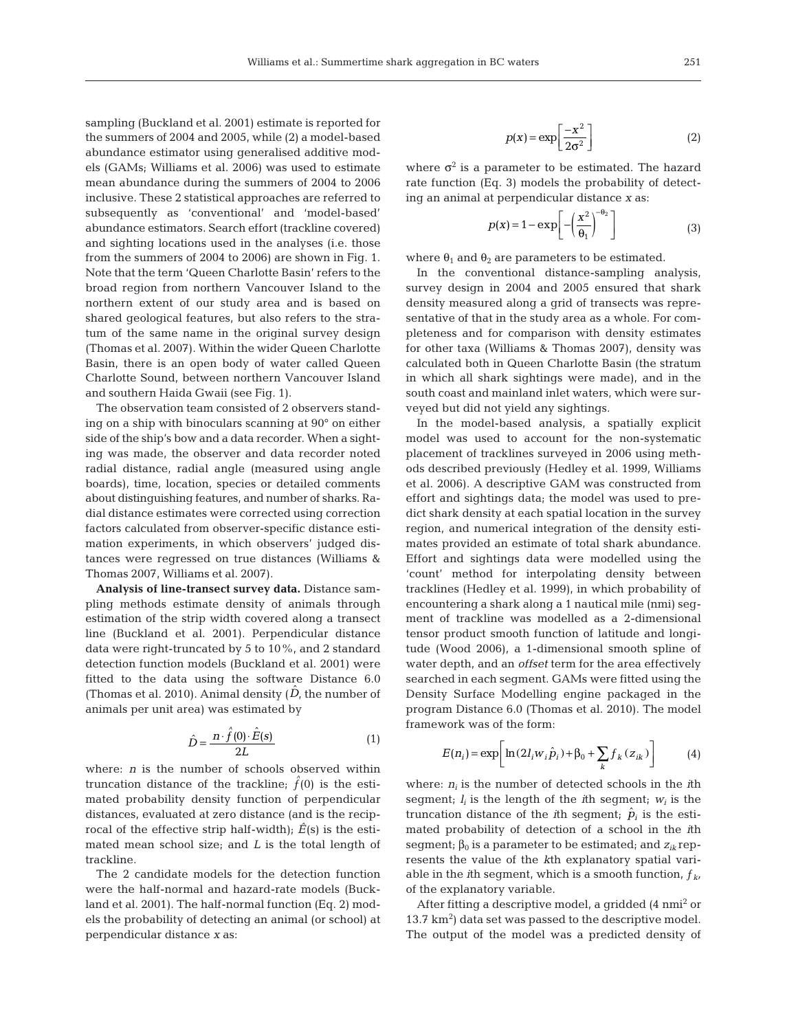sampling (Buckland et al. 2001) estimate is reported for the summers of 2004 and 2005, while (2) a model-based abundance estimator using generalised additive models (GAMs; Williams et al. 2006) was used to estimate mean abundance during the summers of 2004 to 2006 inclusive. These 2 statistical approaches are referred to subsequently as 'conventional' and 'model-based' abundance estimators. Search effort (trackline covered) and sighting locations used in the analyses (i.e. those from the summers of 2004 to 2006) are shown in Fig. 1. Note that the term 'Queen Charlotte Basin' refers to the broad region from northern Vancouver Island to the northern extent of our study area and is based on shared geological features, but also refers to the stratum of the same name in the original survey design (Thomas et al. 2007). Within the wider Queen Charlotte Basin, there is an open body of water called Queen Charlotte Sound, between northern Vancouver Island and southern Haida Gwaii (see Fig. 1).

The observation team consisted of 2 observers standing on a ship with binoculars scanning at 90° on either side of the ship's bow and a data recorder. When a sighting was made, the observer and data recorder noted radial distance, radial angle (measured using angle boards), time, location, species or detailed comments about distinguishing features, and number of sharks. Radial distance estimates were corrected using correction factors calculated from observer-specific distance estimation experiments, in which observers' judged distances were regressed on true distances (Williams & Thomas 2007, Williams et al. 2007).

**Analysis of line-transect survey data.** Distance sampling methods estimate density of animals through estimation of the strip width covered along a transect line (Buckland et al. 2001). Perpendicular distance data were right-truncated by 5 to 10%, and 2 standard detection function models (Buckland et al. 2001) were fitted to the data using the software Distance 6.0 (Thomas et al. 2010). Animal density ($\hat{D}$, the number of animals per unit area) was estimated by

$$\hat{D} = \frac{n \cdot \hat{f}(0) \cdot \hat{E}(s)}{2L} \tag{1}$$

where: $n$ is the number of schools observed within truncation distance of the trackline; $\hat{f}(0)$ is the estimated probability density function of perpendicular distances, evaluated at zero distance (and is the reciprocal of the effective strip half-width); $\hat{E}(s)$ is the estimated mean school size; and $L$ is the total length of trackline.

The 2 candidate models for the detection function were the half-normal and hazard-rate models (Buckland et al. 2001). The half-normal function (Eq. 2) models the probability of detecting an animal (or school) at perpendicular distance $x$ as:

$$p(x) = \exp\left[\frac{-x^2}{2\sigma^2}\right] \tag{2}$$

where $\sigma^2$ is a parameter to be estimated. The hazard rate function (Eq. 3) models the probability of detecting an animal at perpendicular distance $x$ as:

$$p(x) = 1 - \exp\left[-\left(\frac{x^2}{\theta_1}\right)^{-\theta_2}\right] \tag{3}$$

where $\theta_1$ and $\theta_2$ are parameters to be estimated.

In the conventional distance-sampling analysis, survey design in 2004 and 2005 ensured that shark density measured along a grid of transects was representative of that in the study area as a whole. For completeness and for comparison with density estimates for other taxa (Williams & Thomas 2007), density was calculated both in Queen Charlotte Basin (the stratum in which all shark sightings were made), and in the south coast and mainland inlet waters, which were surveyed but did not yield any sightings.

In the model-based analysis, a spatially explicit model was used to account for the non-systematic placement of tracklines surveyed in 2006 using methods described previously (Hedley et al. 1999, Williams et al. 2006). A descriptive GAM was constructed from effort and sightings data; the model was used to predict shark density at each spatial location in the survey region, and numerical integration of the density estimates provided an estimate of total shark abundance. Effort and sightings data were modelled using the 'count' method for interpolating density between tracklines (Hedley et al. 1999), in which probability of encountering a shark along a 1 nautical mile (nmi) segment of trackline was modelled as a 2-dimensional tensor product smooth function of latitude and longitude (Wood 2006), a 1-dimensional smooth spline of water depth, and an *offset* term for the area effectively searched in each segment. GAMs were fitted using the Density Surface Modelling engine packaged in the program Distance 6.0 (Thomas et al. 2010). The model framework was of the form:

$$E(n_i) = \exp\left[\ln(2 l_i w_i \hat{p}_i) + \beta_0 + \sum_k f_k(z_{ik})\right] \tag{4}$$

where: $n_i$ is the number of detected schools in the $i$th segment; $l_i$ is the length of the $i$th segment; $w_i$ is the truncation distance of the $i$th segment; $\hat{p}_i$ is the estimated probability of detection of a school in the $i$th segment; $\beta_0$ is a parameter to be estimated; and $z_{ik}$ represents the value of the $k$th explanatory spatial variable in the $i$th segment, which is a smooth function, $f_k$, of the explanatory variable.

After fitting a descriptive model, a gridded (4 nmi$^2$ or 13.7 km$^2$) data set was passed to the descriptive model. The output of the model was a predicted density of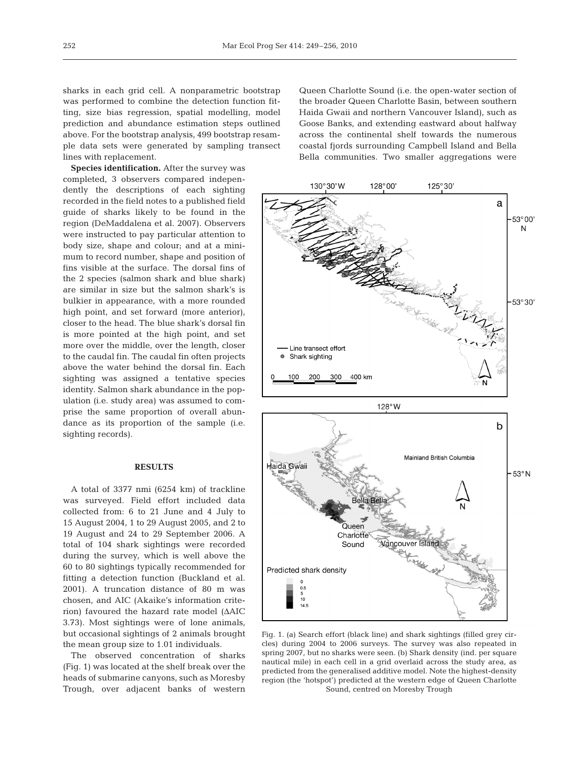sharks in each grid cell. A nonparametric bootstrap was performed to combine the detection function fitting, size bias regression, spatial modelling, model prediction and abundance estimation steps outlined above. For the bootstrap analysis, 499 bootstrap resample data sets were generated by sampling transect lines with replacement.

**Species identification.** After the survey was completed, 3 observers compared independently the descriptions of each sighting recorded in the field notes to a published field guide of sharks likely to be found in the region (DeMaddalena et al. 2007). Observers were instructed to pay particular attention to body size, shape and colour; and at a minimum to record number, shape and position of fins visible at the surface. The dorsal fins of the 2 species (salmon shark and blue shark) are similar in size but the salmon shark's is bulkier in appearance, with a more rounded high point, and set forward (more anterior), closer to the head. The blue shark's dorsal fin is more pointed at the high point, and set more over the middle, over the length, closer to the caudal fin. The caudal fin often projects above the water behind the dorsal fin. Each sighting was assigned a tentative species identity. Salmon shark abundance in the population (i.e. study area) was assumed to comprise the same proportion of overall abundance as its proportion of the sample (i.e. sighting records).

## RESULTS

A total of 3377 nmi (6254 km) of trackline was surveyed. Field effort included data collected from: 6 to 21 June and 4 July to 15 August 2004, 1 to 29 August 2005, and 2 to 19 August and 24 to 29 September 2006. A total of 104 shark sightings were recorded during the survey, which is well above the 60 to 80 sightings typically recommended for fitting a detection function (Buckland et al. 2001). A truncation distance of 80 m was chosen, and AIC (Akaike's information criterion) favoured the hazard rate model (ΔAIC 3.73). Most sightings were of lone animals, but occasional sightings of 2 animals brought the mean group size to 1.01 individuals.

The observed concentration of sharks (Fig. 1) was located at the shelf break over the heads of submarine canyons, such as Moresby Trough, over adjacent banks of western Queen Charlotte Sound (i.e. the open-water section of the broader Queen Charlotte Basin, between southern Haida Gwaii and northern Vancouver Island), such as Goose Banks, and extending eastward about halfway across the continental shelf towards the numerous coastal fjords surrounding Campbell Island and Bella Bella communities. Two smaller aggregations were

Fig. 1. (a) Search effort (black line) and shark sightings (filled grey circles) during 2004 to 2006 surveys. The survey was also repeated in spring 2007, but no sharks were seen. (b) Shark density (ind. per square nautical mile) in each cell in a grid overlaid across the study area, as predicted from the generalised additive model. Note the highest-density region (the 'hotspot') predicted at the western edge of Queen Charlotte Sound, centred on Moresby Trough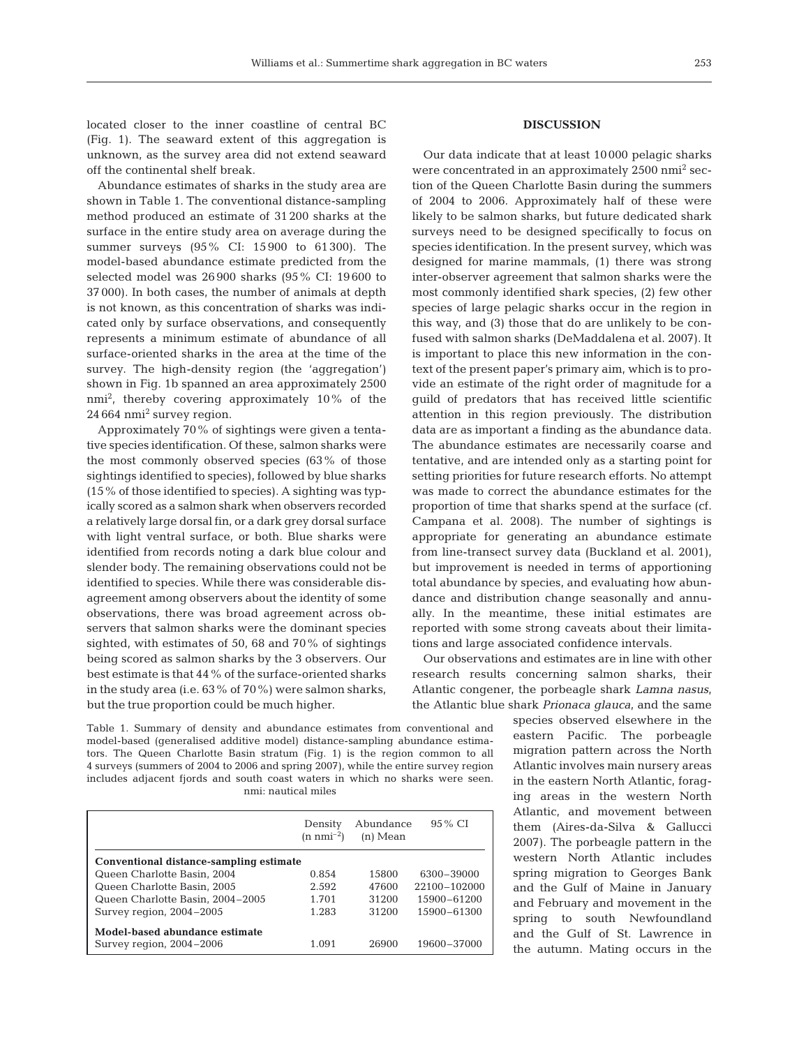located closer to the inner coastline of central BC (Fig. 1). The seaward extent of this aggregation is unknown, as the survey area did not extend seaward off the continental shelf break.

Abundance estimates of sharks in the study area are shown in Table 1. The conventional distance-sampling method produced an estimate of 31 200 sharks at the surface in the entire study area on average during the summer surveys (95% CI: 15 900 to 61 300). The model-based abundance estimate predicted from the selected model was 26 900 sharks (95% CI: 19 600 to 37 000). In both cases, the number of animals at depth is not known, as this concentration of sharks was indicated only by surface observations, and consequently represents a minimum estimate of abundance of all surface-oriented sharks in the area at the time of the survey. The high-density region (the 'aggregation') shown in Fig. 1b spanned an area approximately 2500 nmi$^2$, thereby covering approximately 10% of the 24 664 nmi$^2$ survey region.

Approximately 70% of sightings were given a tentative species identification. Of these, salmon sharks were the most commonly observed species (63% of those sightings identified to species), followed by blue sharks (15% of those identified to species). A sighting was typically scored as a salmon shark when observers recorded a relatively large dorsal fin, or a dark grey dorsal surface with light ventral surface, or both. Blue sharks were identified from records noting a dark blue colour and slender body. The remaining observations could not be identified to species. While there was considerable disagreement among observers about the identity of some observations, there was broad agreement across observers that salmon sharks were the dominant species sighted, with estimates of 50, 68 and 70% of sightings being scored as salmon sharks by the 3 observers. Our best estimate is that 44% of the surface-oriented sharks in the study area (i.e. 63% of 70%) were salmon sharks, but the true proportion could be much higher.

Table 1. Summary of density and abundance estimates from conventional and model-based (generalised additive model) distance-sampling abundance estimators. The Queen Charlotte Basin stratum (Fig. 1) is the region common to all 4 surveys (summers of 2004 to 2006 and spring 2007), while the entire survey region includes adjacent fjords and south coast waters in which no sharks were seen. nmi: nautical miles

| | Density (n nmi$^{-2}$) | Abundance (n) Mean | 95% CI |
|---|---|---|---|
| **Conventional distance-sampling estimate** | | | |
| Queen Charlotte Basin, 2004 | 0.854 | 15800 | 6300–39000 |
| Queen Charlotte Basin, 2005 | 2.592 | 47600 | 22100–102000 |
| Queen Charlotte Basin, 2004–2005 | 1.701 | 31200 | 15900–61200 |
| Survey region, 2004–2005 | 1.283 | 31200 | 15900–61300 |
| **Model-based abundance estimate** | | | |
| Survey region, 2004–2006 | 1.091 | 26900 | 19600–37000 |

## DISCUSSION

Our data indicate that at least 10 000 pelagic sharks were concentrated in an approximately 2500 nmi$^2$ section of the Queen Charlotte Basin during the summers of 2004 to 2006. Approximately half of these were likely to be salmon sharks, but future dedicated shark surveys need to be designed specifically to focus on species identification. In the present survey, which was designed for marine mammals, (1) there was strong inter-observer agreement that salmon sharks were the most commonly identified shark species, (2) few other species of large pelagic sharks occur in the region in this way, and (3) those that do are unlikely to be confused with salmon sharks (DeMaddalena et al. 2007). It is important to place this new information in the context of the present paper's primary aim, which is to provide an estimate of the right order of magnitude for a guild of predators that has received little scientific attention in this region previously. The distribution data are as important a finding as the abundance data. The abundance estimates are necessarily coarse and tentative, and are intended only as a starting point for setting priorities for future research efforts. No attempt was made to correct the abundance estimates for the proportion of time that sharks spend at the surface (cf. Campana et al. 2008). The number of sightings is appropriate for generating an abundance estimate from line-transect survey data (Buckland et al. 2001), but improvement is needed in terms of apportioning total abundance by species, and evaluating how abundance and distribution change seasonally and annually. In the meantime, these initial estimates are reported with some strong caveats about their limitations and large associated confidence intervals.

Our observations and estimates are in line with other research results concerning salmon sharks, their Atlantic congener, the porbeagle shark *Lamna nasus*, the Atlantic blue shark *Prionaca glauca*, and the same species observed elsewhere in the eastern Pacific. The porbeagle migration pattern across the North Atlantic involves main nursery areas in the eastern North Atlantic, foraging areas in the western North Atlantic, and movement between them (Aires-da-Silva & Gallucci 2007). The porbeagle pattern in the western North Atlantic includes spring migration to Georges Bank and the Gulf of Maine in January and February and movement in the spring to south Newfoundland and the Gulf of St. Lawrence in the autumn. Mating occurs in the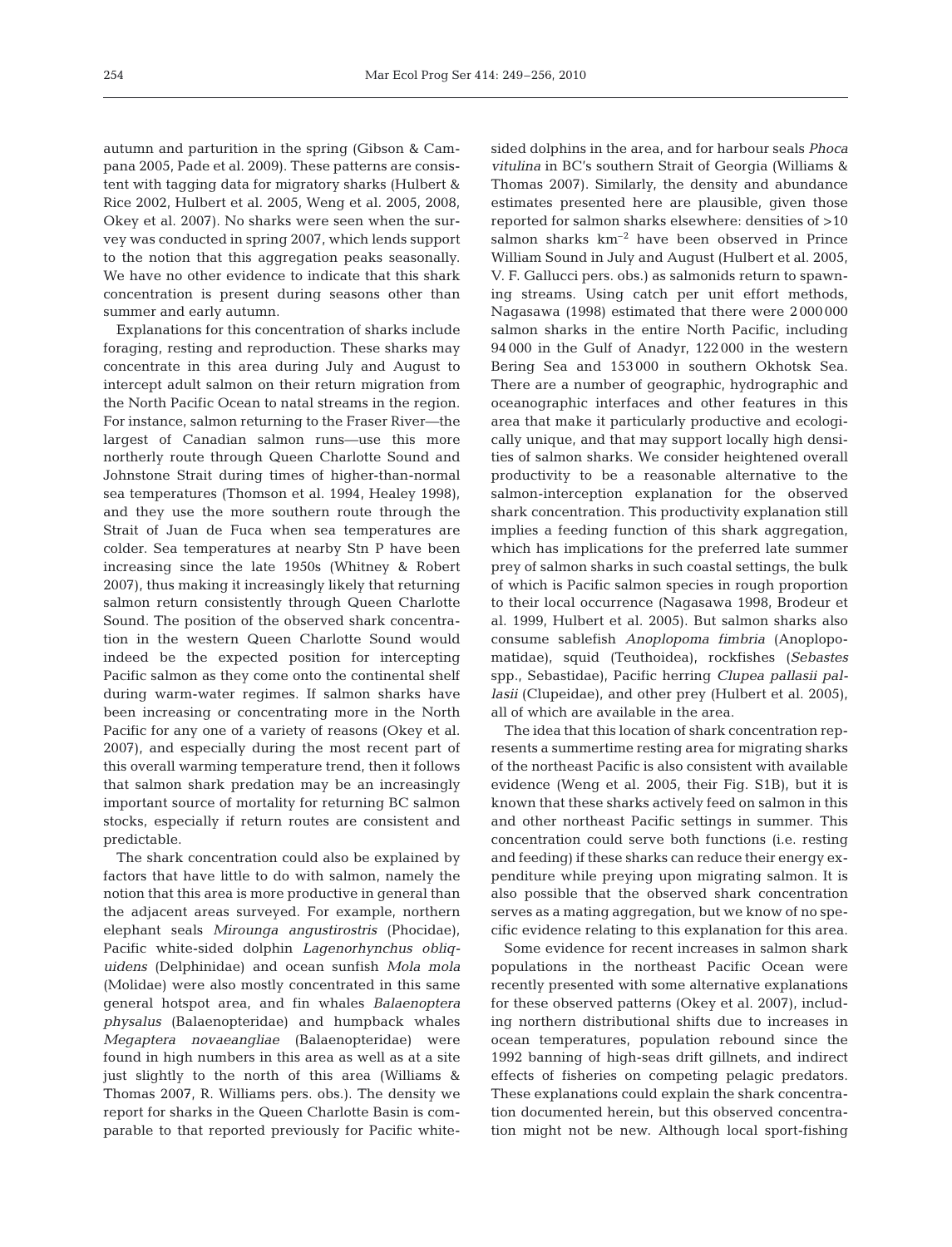autumn and parturition in the spring (Gibson & Campana 2005, Pade et al. 2009). These patterns are consistent with tagging data for migratory sharks (Hulbert & Rice 2002, Hulbert et al. 2005, Weng et al. 2005, 2008, Okey et al. 2007). No sharks were seen when the survey was conducted in spring 2007, which lends support to the notion that this aggregation peaks seasonally. We have no other evidence to indicate that this shark concentration is present during seasons other than summer and early autumn.

Explanations for this concentration of sharks include foraging, resting and reproduction. These sharks may concentrate in this area during July and August to intercept adult salmon on their return migration from the North Pacific Ocean to natal streams in the region. For instance, salmon returning to the Fraser River—the largest of Canadian salmon runs—use this more northerly route through Queen Charlotte Sound and Johnstone Strait during times of higher-than-normal sea temperatures (Thomson et al. 1994, Healey 1998), and they use the more southern route through the Strait of Juan de Fuca when sea temperatures are colder. Sea temperatures at nearby Stn P have been increasing since the late 1950s (Whitney & Robert 2007), thus making it increasingly likely that returning salmon return consistently through Queen Charlotte Sound. The position of the observed shark concentration in the western Queen Charlotte Sound would indeed be the expected position for intercepting Pacific salmon as they come onto the continental shelf during warm-water regimes. If salmon sharks have been increasing or concentrating more in the North Pacific for any one of a variety of reasons (Okey et al. 2007), and especially during the most recent part of this overall warming temperature trend, then it follows that salmon shark predation may be an increasingly important source of mortality for returning BC salmon stocks, especially if return routes are consistent and predictable.

The shark concentration could also be explained by factors that have little to do with salmon, namely the notion that this area is more productive in general than the adjacent areas surveyed. For example, northern elephant seals *Mirounga angustirostris* (Phocidae), Pacific white-sided dolphin *Lagenorhynchus obliquidens* (Delphinidae) and ocean sunfish *Mola mola* (Molidae) were also mostly concentrated in this same general hotspot area, and fin whales *Balaenoptera physalus* (Balaenopteridae) and humpback whales *Megaptera novaeangliae* (Balaenopteridae) were found in high numbers in this area as well as at a site just slightly to the north of this area (Williams & Thomas 2007, R. Williams pers. obs.). The density we report for sharks in the Queen Charlotte Basin is comparable to that reported previously for Pacific white-sided dolphins in the area, and for harbour seals *Phoca vitulina* in BC's southern Strait of Georgia (Williams & Thomas 2007). Similarly, the density and abundance estimates presented here are plausible, given those reported for salmon sharks elsewhere: densities of >10 salmon sharks $km^{-2}$ have been observed in Prince William Sound in July and August (Hulbert et al. 2005, V. F. Gallucci pers. obs.) as salmonids return to spawning streams. Using catch per unit effort methods, Nagasawa (1998) estimated that there were 2 000 000 salmon sharks in the entire North Pacific, including 94 000 in the Gulf of Anadyr, 122 000 in the western Bering Sea and 153 000 in southern Okhotsk Sea. There are a number of geographic, hydrographic and oceanographic interfaces and other features in this area that make it particularly productive and ecologically unique, and that may support locally high densities of salmon sharks. We consider heightened overall productivity to be a reasonable alternative to the salmon-interception explanation for the observed shark concentration. This productivity explanation still implies a feeding function of this shark aggregation, which has implications for the preferred late summer prey of salmon sharks in such coastal settings, the bulk of which is Pacific salmon species in rough proportion to their local occurrence (Nagasawa 1998, Brodeur et al. 1999, Hulbert et al. 2005). But salmon sharks also consume sablefish *Anoplopoma fimbria* (Anoplopomatidae), squid (Teuthoidea), rockfishes (*Sebastes* spp., Sebastidae), Pacific herring *Clupea pallasii pallasii* (Clupeidae), and other prey (Hulbert et al. 2005), all of which are available in the area.

The idea that this location of shark concentration represents a summertime resting area for migrating sharks of the northeast Pacific is also consistent with available evidence (Weng et al. 2005, their Fig. S1B), but it is known that these sharks actively feed on salmon in this and other northeast Pacific settings in summer. This concentration could serve both functions (i.e. resting and feeding) if these sharks can reduce their energy expenditure while preying upon migrating salmon. It is also possible that the observed shark concentration serves as a mating aggregation, but we know of no specific evidence relating to this explanation for this area.

Some evidence for recent increases in salmon shark populations in the northeast Pacific Ocean were recently presented with some alternative explanations for these observed patterns (Okey et al. 2007), including northern distributional shifts due to increases in ocean temperatures, population rebound since the 1992 banning of high-seas drift gillnets, and indirect effects of fisheries on competing pelagic predators. These explanations could explain the shark concentration documented herein, but this observed concentration might not be new. Although local sport-fishing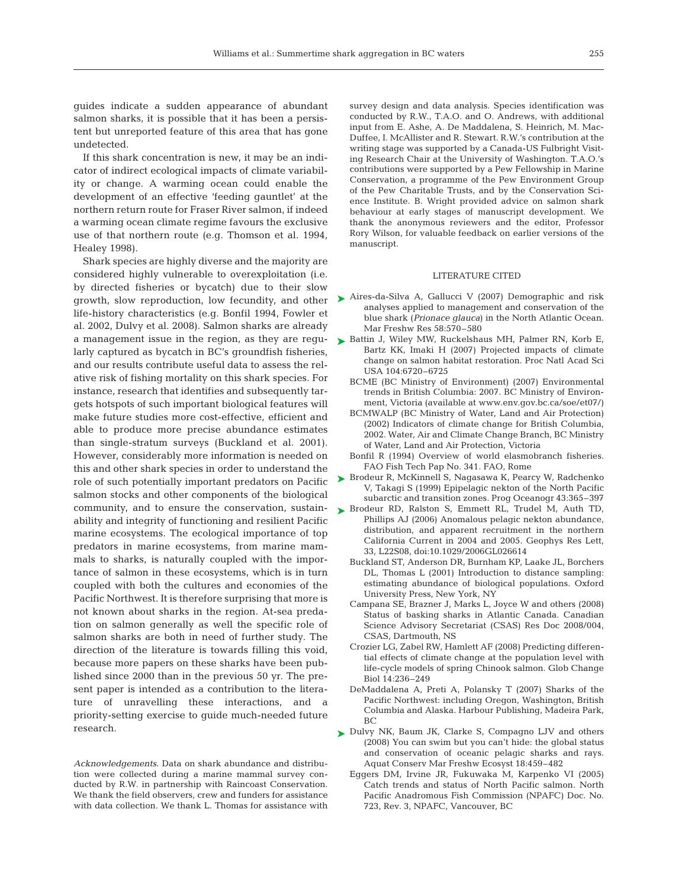guides indicate a sudden appearance of abundant salmon sharks, it is possible that it has been a persistent but unreported feature of this area that has gone undetected.

If this shark concentration is new, it may be an indicator of indirect ecological impacts of climate variability or change. A warming ocean could enable the development of an effective 'feeding gauntlet' at the northern return route for Fraser River salmon, if indeed a warming ocean climate regime favours the exclusive use of that northern route (e.g. Thomson et al. 1994, Healey 1998).

Shark species are highly diverse and the majority are considered highly vulnerable to overexploitation (i.e. by directed fisheries or bycatch) due to their slow growth, slow reproduction, low fecundity, and other life-history characteristics (e.g. Bonfil 1994, Fowler et al. 2002, Dulvy et al. 2008). Salmon sharks are already a management issue in the region, as they are regularly captured as bycatch in BC's groundfish fisheries, and our results contribute useful data to assess the relative risk of fishing mortality on this shark species. For instance, research that identifies and subsequently targets hotspots of such important biological features will make future studies more cost-effective, efficient and able to produce more precise abundance estimates than single-stratum surveys (Buckland et al. 2001). However, considerably more information is needed on this and other shark species in order to understand the role of such potentially important predators on Pacific salmon stocks and other components of the biological community, and to ensure the conservation, sustainability and integrity of functioning and resilient Pacific marine ecosystems. The ecological importance of top predators in marine ecosystems, from marine mammals to sharks, is naturally coupled with the importance of salmon in these ecosystems, which is in turn coupled with both the cultures and economies of the Pacific Northwest. It is therefore surprising that more is not known about sharks in the region. At-sea predation on salmon generally as well the specific role of salmon sharks are both in need of further study. The direction of the literature is towards filling this void, because more papers on these sharks have been published since 2000 than in the previous 50 yr. The present paper is intended as a contribution to the literature of unravelling these interactions, and a priority-setting exercise to guide much-needed future research.

*Acknowledgements.* Data on shark abundance and distribution were collected during a marine mammal survey conducted by R.W. in partnership with Raincoast Conservation. We thank the field observers, crew and funders for assistance with data collection. We thank L. Thomas for assistance with survey design and data analysis. Species identification was conducted by R.W., T.A.O. and O. Andrews, with additional input from E. Ashe, A. De Maddalena, S. Heinrich, M. MacDuffee, I. McAllister and R. Stewart. R.W.'s contribution at the writing stage was supported by a Canada-US Fulbright Visiting Research Chair at the University of Washington. T.A.O.'s contributions were supported by a Pew Fellowship in Marine Conservation, a programme of the Pew Environment Group of the Pew Charitable Trusts, and by the Conservation Science Institute. B. Wright provided advice on salmon shark behaviour at early stages of manuscript development. We thank the anonymous reviewers and the editor, Professor Rory Wilson, for valuable feedback on earlier versions of the manuscript.

## LITERATURE CITED

- Aires-da-Silva A, Gallucci V (2007) Demographic and risk analyses applied to management and conservation of the blue shark (*Prionace glauca*) in the North Atlantic Ocean. Mar Freshw Res 58:570–580
- Battin J, Wiley MW, Ruckelshaus MH, Palmer RN, Korb E, Bartz KK, Imaki H (2007) Projected impacts of climate change on salmon habitat restoration. Proc Natl Acad Sci USA 104:6720–6725
- BCME (BC Ministry of Environment) (2007) Environmental trends in British Columbia: 2007. BC Ministry of Environment, Victoria (available at www.env.gov.bc.ca/soe/et07/)
- BCMWALP (BC Ministry of Water, Land and Air Protection) (2002) Indicators of climate change for British Columbia, 2002. Water, Air and Climate Change Branch, BC Ministry of Water, Land and Air Protection, Victoria
- Bonfil R (1994) Overview of world elasmobranch fisheries. FAO Fish Tech Pap No. 341. FAO, Rome
- Brodeur R, McKinnell S, Nagasawa K, Pearcy W, Radchenko V, Takagi S (1999) Epipelagic nekton of the North Pacific subarctic and transition zones. Prog Oceanogr 43:365–397
- Brodeur RD, Ralston S, Emmett RL, Trudel M, Auth TD, Phillips AJ (2006) Anomalous pelagic nekton abundance, distribution, and apparent recruitment in the northern California Current in 2004 and 2005. Geophys Res Lett, 33, L22S08, doi:10.1029/2006GL026614
- Buckland ST, Anderson DR, Burnham KP, Laake JL, Borchers DL, Thomas L (2001) Introduction to distance sampling: estimating abundance of biological populations. Oxford University Press, New York, NY
- Campana SE, Brazner J, Marks L, Joyce W and others (2008) Status of basking sharks in Atlantic Canada. Canadian Science Advisory Secretariat (CSAS) Res Doc 2008/004, CSAS, Dartmouth, NS
- Crozier LG, Zabel RW, Hamlett AF (2008) Predicting differential effects of climate change at the population level with life-cycle models of spring Chinook salmon. Glob Change Biol 14:236–249
- DeMaddalena A, Preti A, Polansky T (2007) Sharks of the Pacific Northwest: including Oregon, Washington, British Columbia and Alaska. Harbour Publishing, Madeira Park, BC
- Dulvy NK, Baum JK, Clarke S, Compagno LJV and others (2008) You can swim but you can't hide: the global status and conservation of oceanic pelagic sharks and rays. Aquat Conserv Mar Freshw Ecosyst 18:459–482
- Eggers DM, Irvine JR, Fukuwaka M, Karpenko VI (2005) Catch trends and status of North Pacific salmon. North Pacific Anadromous Fish Commission (NPAFC) Doc. No. 723, Rev. 3, NPAFC, Vancouver, BC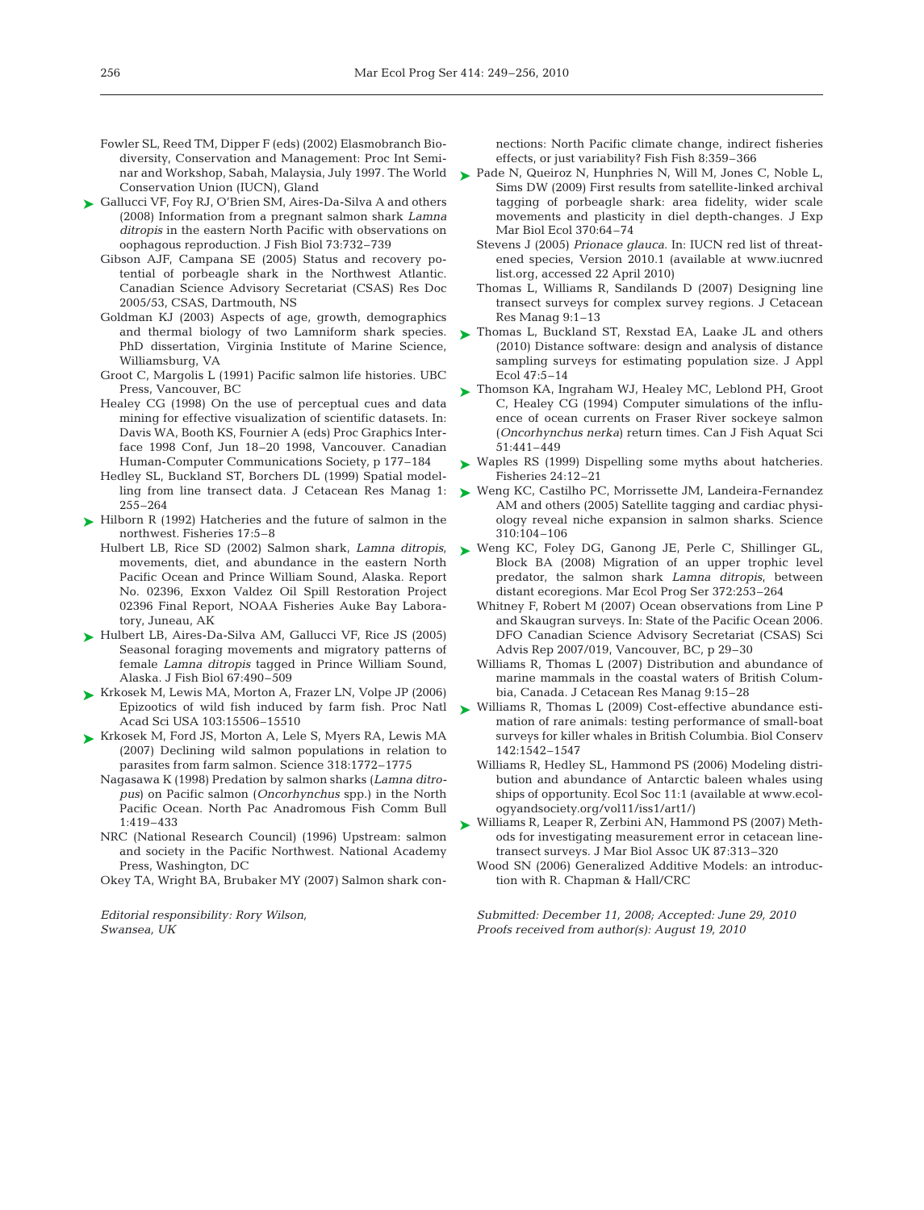Fowler SL, Reed TM, Dipper F (eds) (2002) Elasmobranch Biodiversity, Conservation and Management: Proc Int Seminar and Workshop, Sabah, Malaysia, July 1997. The World Conservation Union (IUCN), Gland

Gallucci VF, Foy RJ, O'Brien SM, Aires-Da-Silva A and others (2008) Information from a pregnant salmon shark *Lamna ditropis* in the eastern North Pacific with observations on oophagous reproduction. J Fish Biol 73:732–739

Gibson AJF, Campana SE (2005) Status and recovery potential of porbeagle shark in the Northwest Atlantic. Canadian Science Advisory Secretariat (CSAS) Res Doc 2005/53, CSAS, Dartmouth, NS

Goldman KJ (2003) Aspects of age, growth, demographics and thermal biology of two Lamniform shark species. PhD dissertation, Virginia Institute of Marine Science, Williamsburg, VA

Groot C, Margolis L (1991) Pacific salmon life histories. UBC Press, Vancouver, BC

Healey CG (1998) On the use of perceptual cues and data mining for effective visualization of scientific datasets. In: Davis WA, Booth KS, Fournier A (eds) Proc Graphics Interface 1998 Conf, Jun 18–20 1998, Vancouver. Canadian Human-Computer Communications Society, p 177–184

Hedley SL, Buckland ST, Borchers DL (1999) Spatial modelling from line transect data. J Cetacean Res Manag 1: 255–264

Hilborn R (1992) Hatcheries and the future of salmon in the northwest. Fisheries 17:5–8

Hulbert LB, Rice SD (2002) Salmon shark, *Lamna ditropis*, movements, diet, and abundance in the eastern North Pacific Ocean and Prince William Sound, Alaska. Report No. 02396, Exxon Valdez Oil Spill Restoration Project 02396 Final Report, NOAA Fisheries Auke Bay Laboratory, Juneau, AK

Hulbert LB, Aires-Da-Silva AM, Gallucci VF, Rice JS (2005) Seasonal foraging movements and migratory patterns of female *Lamna ditropis* tagged in Prince William Sound, Alaska. J Fish Biol 67:490–509

Krkosek M, Lewis MA, Morton A, Frazer LN, Volpe JP (2006) Epizootics of wild fish induced by farm fish. Proc Natl Acad Sci USA 103:15506–15510

Krkosek M, Ford JS, Morton A, Lele S, Myers RA, Lewis MA (2007) Declining wild salmon populations in relation to parasites from farm salmon. Science 318:1772–1775

Nagasawa K (1998) Predation by salmon sharks (*Lamna ditropus*) on Pacific salmon (*Oncorhynchus* spp.) in the North Pacific Ocean. North Pac Anadromous Fish Comm Bull 1:419–433

NRC (National Research Council) (1996) Upstream: salmon and society in the Pacific Northwest. National Academy Press, Washington, DC

Okey TA, Wright BA, Brubaker MY (2007) Salmon shark connections: North Pacific climate change, indirect fisheries effects, or just variability? Fish Fish 8:359–366

Pade N, Queiroz N, Hunphries N, Will M, Jones C, Noble L, Sims DW (2009) First results from satellite-linked archival tagging of porbeagle shark: area fidelity, wider scale movements and plasticity in diel depth-changes. J Exp Mar Biol Ecol 370:64–74

Stevens J (2005) *Prionace glauca*. In: IUCN red list of threatened species, Version 2010.1 (available at www.iucnredlist.org, accessed 22 April 2010)

Thomas L, Williams R, Sandilands D (2007) Designing line transect surveys for complex survey regions. J Cetacean Res Manag 9:1–13

Thomas L, Buckland ST, Rexstad EA, Laake JL and others (2010) Distance software: design and analysis of distance sampling surveys for estimating population size. J Appl Ecol 47:5–14

Thomson KA, Ingraham WJ, Healey MC, Leblond PH, Groot C, Healey CG (1994) Computer simulations of the influence of ocean currents on Fraser River sockeye salmon (*Oncorhynchus nerka*) return times. Can J Fish Aquat Sci 51:441–449

Waples RS (1999) Dispelling some myths about hatcheries. Fisheries 24:12–21

Weng KC, Castilho PC, Morrissette JM, Landeira-Fernandez AM and others (2005) Satellite tagging and cardiac physiology reveal niche expansion in salmon sharks. Science 310:104–106

Weng KC, Foley DG, Ganong JE, Perle C, Shillinger GL, Block BA (2008) Migration of an upper trophic level predator, the salmon shark *Lamna ditropis*, between distant ecoregions. Mar Ecol Prog Ser 372:253–264

Whitney F, Robert M (2007) Ocean observations from Line P and Skaugran surveys. In: State of the Pacific Ocean 2006. DFO Canadian Science Advisory Secretariat (CSAS) Sci Advis Rep 2007/019, Vancouver, BC, p 29–30

Williams R, Thomas L (2007) Distribution and abundance of marine mammals in the coastal waters of British Columbia, Canada. J Cetacean Res Manag 9:15–28

Williams R, Thomas L (2009) Cost-effective abundance estimation of rare animals: testing performance of small-boat surveys for killer whales in British Columbia. Biol Conserv 142:1542–1547

Williams R, Hedley SL, Hammond PS (2006) Modeling distribution and abundance of Antarctic baleen whales using ships of opportunity. Ecol Soc 11:1 (available at www.ecologyandsociety.org/vol11/iss1/art1/)

Williams R, Leaper R, Zerbini AN, Hammond PS (2007) Methods for investigating measurement error in cetacean line-transect surveys. J Mar Biol Assoc UK 87:313–320

Wood SN (2006) Generalized Additive Models: an introduction with R. Chapman & Hall/CRC

*Editorial responsibility: Rory Wilson, Swansea, UK*

*Submitted: December 11, 2008; Accepted: June 29, 2010*
*Proofs received from author(s): August 19, 2010*